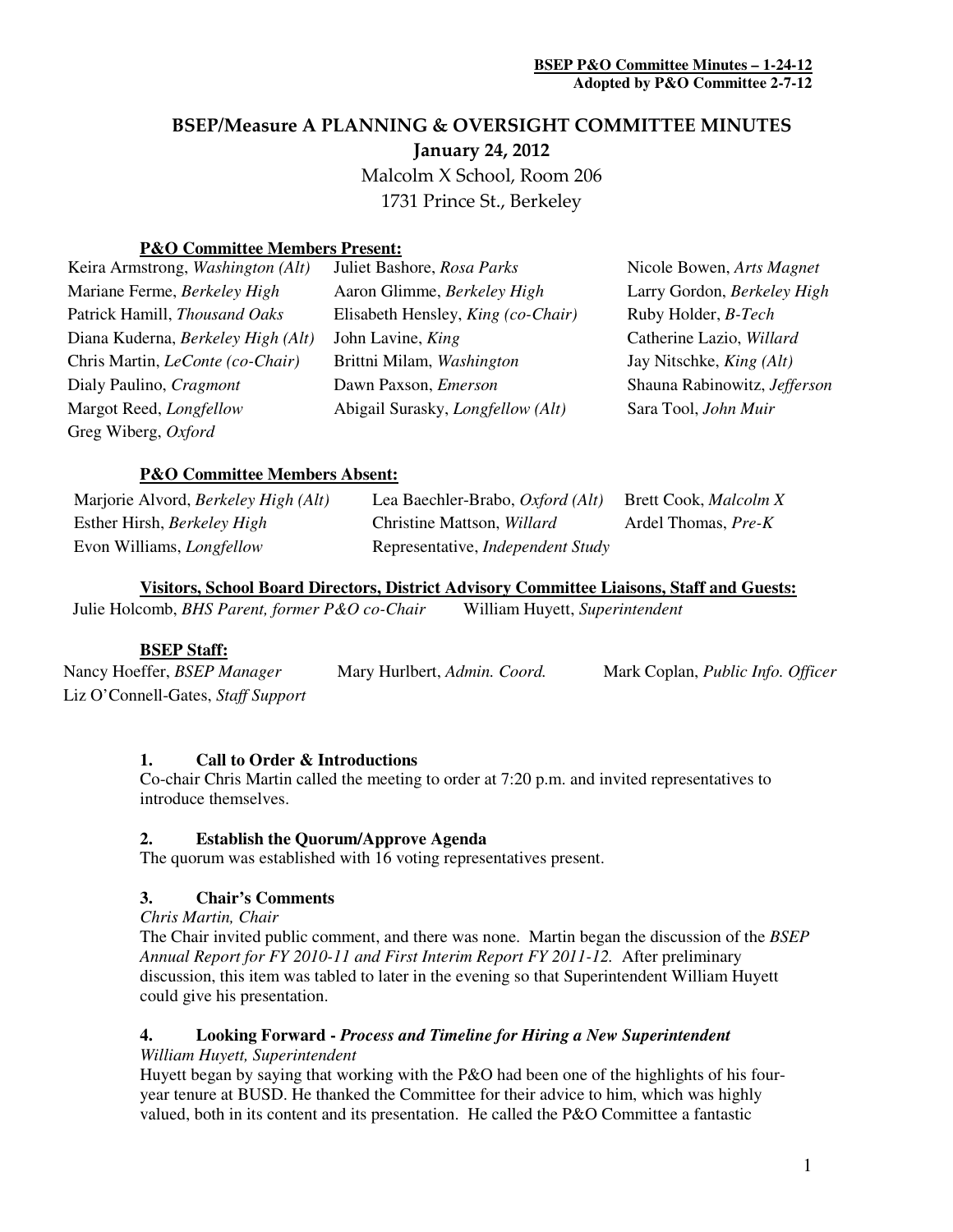**BSEP P&O Committee Minutes – 1-24-12**
**Adopted by P&O Committee 2-7-12**

# BSEP/Measure A PLANNING & OVERSIGHT COMMITTEE MINUTES

## January 24, 2012

Malcolm X School, Room 206
1731 Prince St., Berkeley

### P&O Committee Members Present:

| | | |
|---|---|---|
| Keira Armstrong, *Washington (Alt)* | Juliet Bashore, *Rosa Parks* | Nicole Bowen, *Arts Magnet* |
| Mariane Ferme, *Berkeley High* | Aaron Glimme, *Berkeley High* | Larry Gordon, *Berkeley High* |
| Patrick Hamill, *Thousand Oaks* | Elisabeth Hensley, *King (co-Chair)* | Ruby Holder, *B-Tech* |
| Diana Kuderna, *Berkeley High (Alt)* | John Lavine, *King* | Catherine Lazio, *Willard* |
| Chris Martin, *LeConte (co-Chair)* | Brittni Milam, *Washington* | Jay Nitschke, *King (Alt)* |
| Dialy Paulino, *Cragmont* | Dawn Paxson, *Emerson* | Shauna Rabinowitz, *Jefferson* |
| Margot Reed, *Longfellow* | Abigail Surasky, *Longfellow (Alt)* | Sara Tool, *John Muir* |
| Greg Wiberg, *Oxford* | | |

### P&O Committee Members Absent:

| | | |
|---|---|---|
| Marjorie Alvord, *Berkeley High (Alt)* | Lea Baechler-Brabo, *Oxford (Alt)* | Brett Cook, *Malcolm X* |
| Esther Hirsh, *Berkeley High* | Christine Mattson, *Willard* | Ardel Thomas, *Pre-K* |
| Evon Williams, *Longfellow* | Representative, *Independent Study* | |

### Visitors, School Board Directors, District Advisory Committee Liaisons, Staff and Guests:

Julie Holcomb, *BHS Parent, former P&O co-Chair* William Huyett, *Superintendent*

### BSEP Staff:

Nancy Hoeffer, *BSEP Manager* Mary Hurlbert, *Admin. Coord.* Mark Coplan, *Public Info. Officer*
Liz O'Connell-Gates, *Staff Support*

### 1. Call to Order & Introductions

Co-chair Chris Martin called the meeting to order at 7:20 p.m. and invited representatives to introduce themselves.

### 2. Establish the Quorum/Approve Agenda

The quorum was established with 16 voting representatives present.

### 3. Chair's Comments

*Chris Martin, Chair*

The Chair invited public comment, and there was none. Martin began the discussion of the *BSEP Annual Report for FY 2010-11 and First Interim Report FY 2011-12.* After preliminary discussion, this item was tabled to later in the evening so that Superintendent William Huyett could give his presentation.

### 4. Looking Forward - *Process and Timeline for Hiring a New Superintendent*

*William Huyett, Superintendent*

Huyett began by saying that working with the P&O had been one of the highlights of his four-year tenure at BUSD. He thanked the Committee for their advice to him, which was highly valued, both in its content and its presentation. He called the P&O Committee a fantastic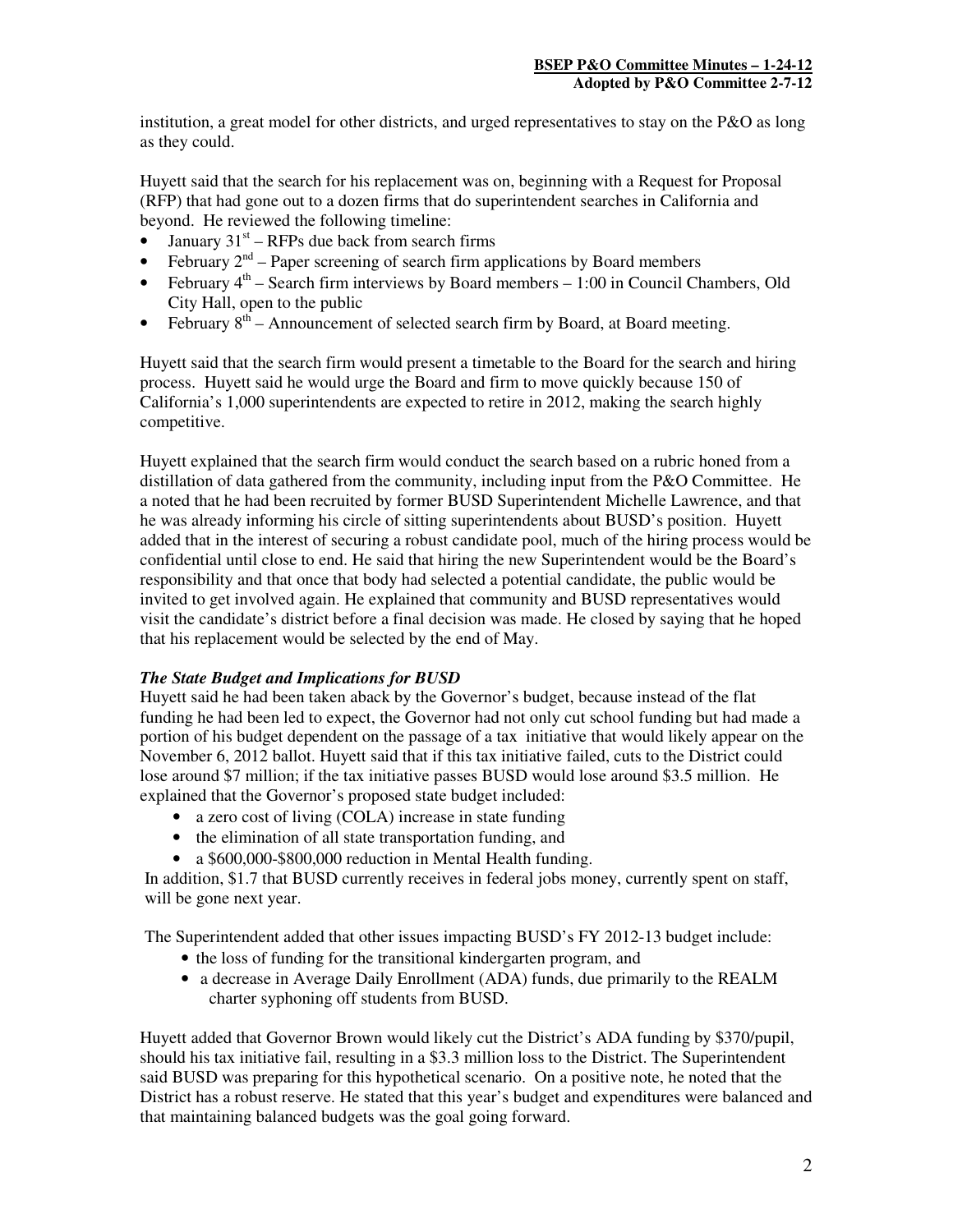institution, a great model for other districts, and urged representatives to stay on the P&O as long as they could.

Huyett said that the search for his replacement was on, beginning with a Request for Proposal (RFP) that had gone out to a dozen firms that do superintendent searches in California and beyond. He reviewed the following timeline:

- January 31st – RFPs due back from search firms
- February 2nd – Paper screening of search firm applications by Board members
- February 4th – Search firm interviews by Board members – 1:00 in Council Chambers, Old City Hall, open to the public
- February 8th – Announcement of selected search firm by Board, at Board meeting.

Huyett said that the search firm would present a timetable to the Board for the search and hiring process. Huyett said he would urge the Board and firm to move quickly because 150 of California's 1,000 superintendents are expected to retire in 2012, making the search highly competitive.

Huyett explained that the search firm would conduct the search based on a rubric honed from a distillation of data gathered from the community, including input from the P&O Committee. He a noted that he had been recruited by former BUSD Superintendent Michelle Lawrence, and that he was already informing his circle of sitting superintendents about BUSD's position. Huyett added that in the interest of securing a robust candidate pool, much of the hiring process would be confidential until close to end. He said that hiring the new Superintendent would be the Board's responsibility and that once that body had selected a potential candidate, the public would be invited to get involved again. He explained that community and BUSD representatives would visit the candidate's district before a final decision was made. He closed by saying that he hoped that his replacement would be selected by the end of May.

***The State Budget and Implications for BUSD***

Huyett said he had been taken aback by the Governor's budget, because instead of the flat funding he had been led to expect, the Governor had not only cut school funding but had made a portion of his budget dependent on the passage of a tax initiative that would likely appear on the November 6, 2012 ballot. Huyett said that if this tax initiative failed, cuts to the District could lose around $7 million; if the tax initiative passes BUSD would lose around $3.5 million. He explained that the Governor's proposed state budget included:

- a zero cost of living (COLA) increase in state funding
- the elimination of all state transportation funding, and
- a $600,000-$800,000 reduction in Mental Health funding.

In addition, $1.7 that BUSD currently receives in federal jobs money, currently spent on staff, will be gone next year.

The Superintendent added that other issues impacting BUSD's FY 2012-13 budget include:

- the loss of funding for the transitional kindergarten program, and
- a decrease in Average Daily Enrollment (ADA) funds, due primarily to the REALM charter syphoning off students from BUSD.

Huyett added that Governor Brown would likely cut the District's ADA funding by $370/pupil, should his tax initiative fail, resulting in a $3.3 million loss to the District. The Superintendent said BUSD was preparing for this hypothetical scenario. On a positive note, he noted that the District has a robust reserve. He stated that this year's budget and expenditures were balanced and that maintaining balanced budgets was the goal going forward.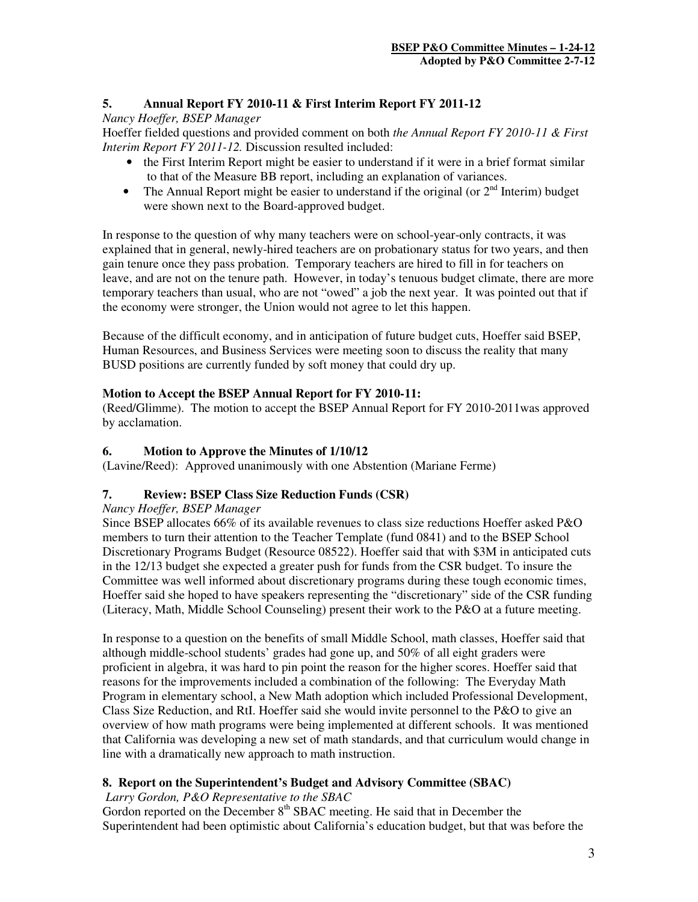### 5. Annual Report FY 2010-11 & First Interim Report FY 2011-12

*Nancy Hoeffer, BSEP Manager*

Hoeffer fielded questions and provided comment on both *the Annual Report FY 2010-11 & First Interim Report FY 2011-12.* Discussion resulted included:

- the First Interim Report might be easier to understand if it were in a brief format similar to that of the Measure BB report, including an explanation of variances.
- The Annual Report might be easier to understand if the original (or 2nd Interim) budget were shown next to the Board-approved budget.

In response to the question of why many teachers were on school-year-only contracts, it was explained that in general, newly-hired teachers are on probationary status for two years, and then gain tenure once they pass probation. Temporary teachers are hired to fill in for teachers on leave, and are not on the tenure path. However, in today's tenuous budget climate, there are more temporary teachers than usual, who are not "owed" a job the next year. It was pointed out that if the economy were stronger, the Union would not agree to let this happen.

Because of the difficult economy, and in anticipation of future budget cuts, Hoeffer said BSEP, Human Resources, and Business Services were meeting soon to discuss the reality that many BUSD positions are currently funded by soft money that could dry up.

**Motion to Accept the BSEP Annual Report for FY 2010-11:**

(Reed/Glimme). The motion to accept the BSEP Annual Report for FY 2010-2011was approved by acclamation.

### 6. Motion to Approve the Minutes of 1/10/12

(Lavine/Reed): Approved unanimously with one Abstention (Mariane Ferme)

### 7. Review: BSEP Class Size Reduction Funds (CSR)

*Nancy Hoeffer, BSEP Manager*

Since BSEP allocates 66% of its available revenues to class size reductions Hoeffer asked P&O members to turn their attention to the Teacher Template (fund 0841) and to the BSEP School Discretionary Programs Budget (Resource 08522). Hoeffer said that with $3M in anticipated cuts in the 12/13 budget she expected a greater push for funds from the CSR budget. To insure the Committee was well informed about discretionary programs during these tough economic times, Hoeffer said she hoped to have speakers representing the "discretionary" side of the CSR funding (Literacy, Math, Middle School Counseling) present their work to the P&O at a future meeting.

In response to a question on the benefits of small Middle School, math classes, Hoeffer said that although middle-school students' grades had gone up, and 50% of all eight graders were proficient in algebra, it was hard to pin point the reason for the higher scores. Hoeffer said that reasons for the improvements included a combination of the following: The Everyday Math Program in elementary school, a New Math adoption which included Professional Development, Class Size Reduction, and RtI. Hoeffer said she would invite personnel to the P&O to give an overview of how math programs were being implemented at different schools. It was mentioned that California was developing a new set of math standards, and that curriculum would change in line with a dramatically new approach to math instruction.

### 8. Report on the Superintendent's Budget and Advisory Committee (SBAC)

*Larry Gordon, P&O Representative to the SBAC*

Gordon reported on the December 8th SBAC meeting. He said that in December the Superintendent had been optimistic about California's education budget, but that was before the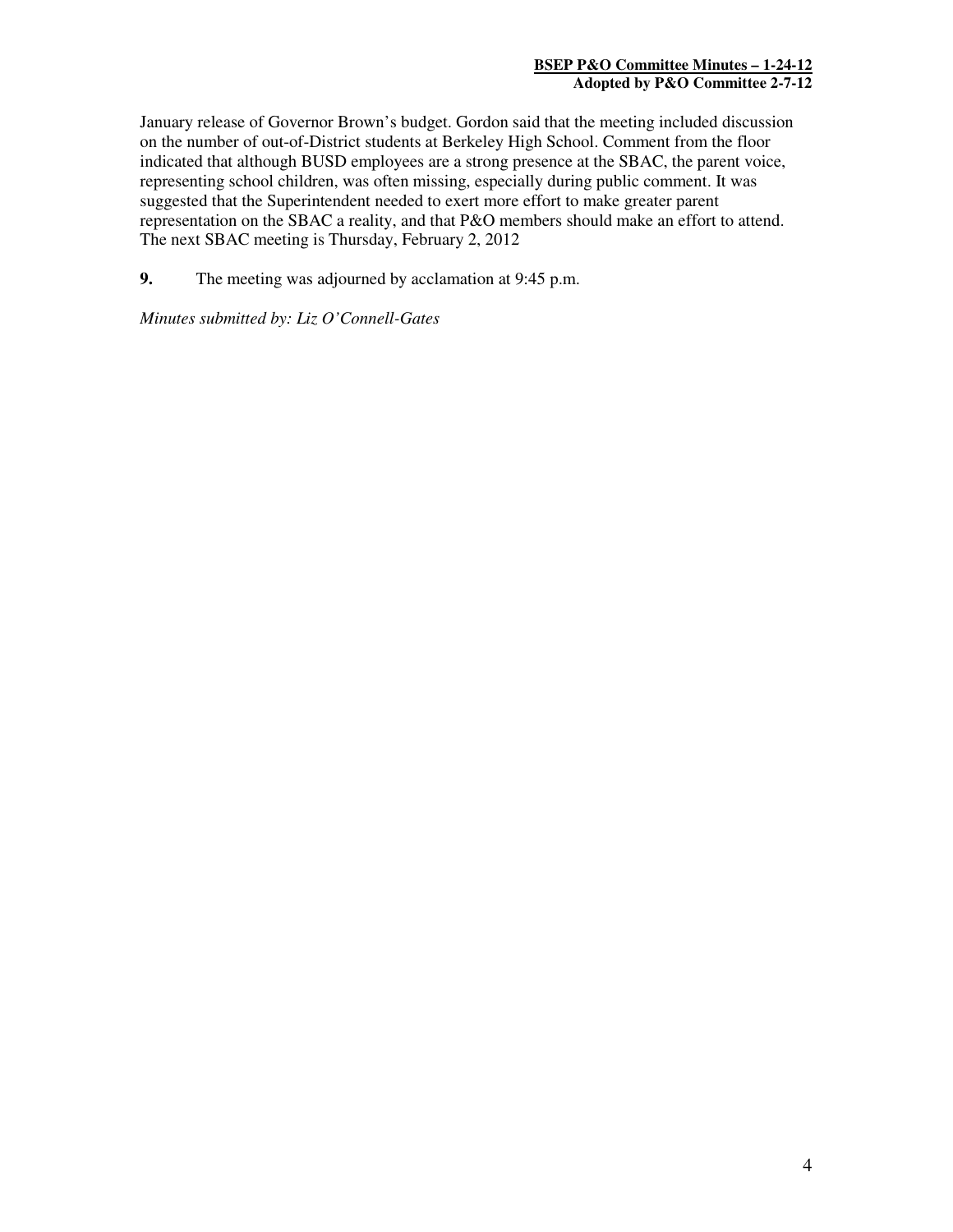January release of Governor Brown's budget. Gordon said that the meeting included discussion on the number of out-of-District students at Berkeley High School. Comment from the floor indicated that although BUSD employees are a strong presence at the SBAC, the parent voice, representing school children, was often missing, especially during public comment. It was suggested that the Superintendent needed to exert more effort to make greater parent representation on the SBAC a reality, and that P&O members should make an effort to attend. The next SBAC meeting is Thursday, February 2, 2012

**9.** The meeting was adjourned by acclamation at 9:45 p.m.

*Minutes submitted by: Liz O'Connell-Gates*